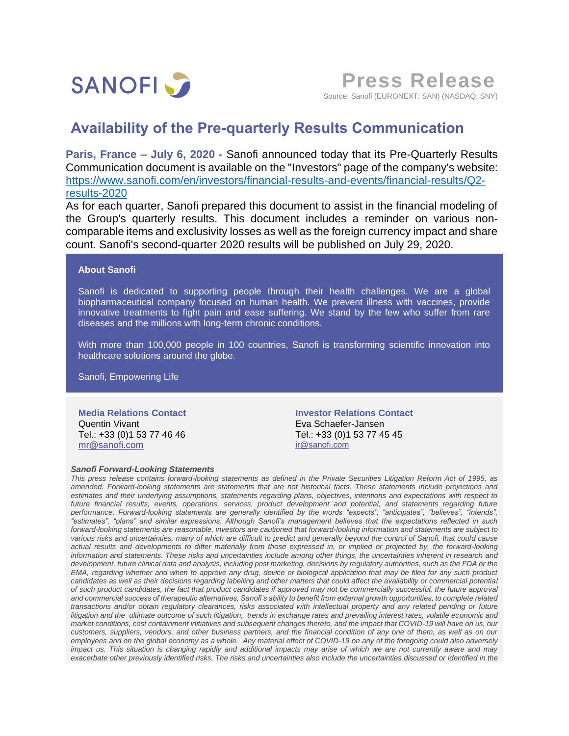SANOFI

# Press Release

Source: Sanofi (EURONEXT: SAN) (NASDAQ: SNY)

## Availability of the Pre-quarterly Results Communication

**Paris, France – July 6, 2020** - Sanofi announced today that its Pre-Quarterly Results Communication document is available on the "Investors" page of the company's website: https://www.sanofi.com/en/investors/financial-results-and-events/financial-results/Q2-results-2020

As for each quarter, Sanofi prepared this document to assist in the financial modeling of the Group's quarterly results. This document includes a reminder on various non-comparable items and exclusivity losses as well as the foreign currency impact and share count. Sanofi's second-quarter 2020 results will be published on July 29, 2020.

**About Sanofi**

Sanofi is dedicated to supporting people through their health challenges. We are a global biopharmaceutical company focused on human health. We prevent illness with vaccines, provide innovative treatments to fight pain and ease suffering. We stand by the few who suffer from rare diseases and the millions with long-term chronic conditions.

With more than 100,000 people in 100 countries, Sanofi is transforming scientific innovation into healthcare solutions around the globe.

Sanofi, Empowering Life

**Media Relations Contact**
Quentin Vivant
Tel.: +33 (0)1 53 77 46 46
mr@sanofi.com

**Investor Relations Contact**
Eva Schaefer-Jansen
Tél.: +33 (0)1 53 77 45 45
ir@sanofi.com

***Sanofi Forward-Looking Statements***

*This press release contains forward-looking statements as defined in the Private Securities Litigation Reform Act of 1995, as amended. Forward-looking statements are statements that are not historical facts. These statements include projections and estimates and their underlying assumptions, statements regarding plans, objectives, intentions and expectations with respect to future financial results, events, operations, services, product development and potential, and statements regarding future performance. Forward-looking statements are generally identified by the words "expects", "anticipates", "believes", "intends", "estimates", "plans" and similar expressions. Although Sanofi's management believes that the expectations reflected in such forward-looking statements are reasonable, investors are cautioned that forward-looking information and statements are subject to various risks and uncertainties, many of which are difficult to predict and generally beyond the control of Sanofi, that could cause actual results and developments to differ materially from those expressed in, or implied or projected by, the forward-looking information and statements. These risks and uncertainties include among other things, the uncertainties inherent in research and development, future clinical data and analysis, including post marketing, decisions by regulatory authorities, such as the FDA or the EMA, regarding whether and when to approve any drug, device or biological application that may be filed for any such product candidates as well as their decisions regarding labelling and other matters that could affect the availability or commercial potential of such product candidates, the fact that product candidates if approved may not be commercially successful, the future approval and commercial success of therapeutic alternatives, Sanofi's ability to benefit from external growth opportunities, to complete related transactions and/or obtain regulatory clearances, risks associated with intellectual property and any related pending or future litigation and the ultimate outcome of such litigation, trends in exchange rates and prevailing interest rates, volatile economic and market conditions, cost containment initiatives and subsequent changes thereto, and the impact that COVID-19 will have on us, our customers, suppliers, vendors, and other business partners, and the financial condition of any one of them, as well as on our employees and on the global economy as a whole. Any material effect of COVID-19 on any of the foregoing could also adversely impact us. This situation is changing rapidly and additional impacts may arise of which we are not currently aware and may exacerbate other previously identified risks. The risks and uncertainties also include the uncertainties discussed or identified in the*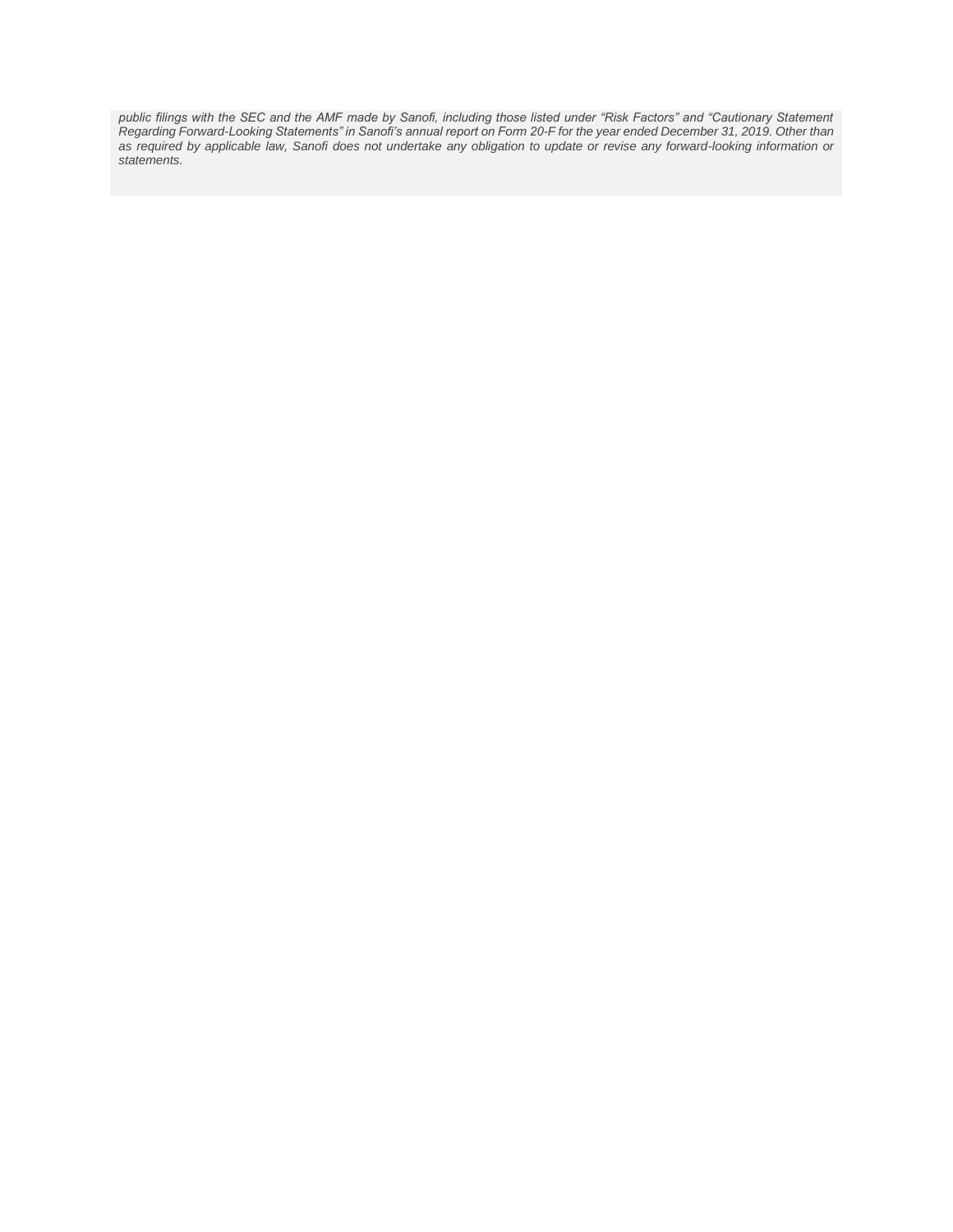*public filings with the SEC and the AMF made by Sanofi, including those listed under “Risk Factors” and “Cautionary Statement Regarding Forward-Looking Statements” in Sanofi’s annual report on Form 20-F for the year ended December 31, 2019. Other than as required by applicable law, Sanofi does not undertake any obligation to update or revise any forward-looking information or statements.*